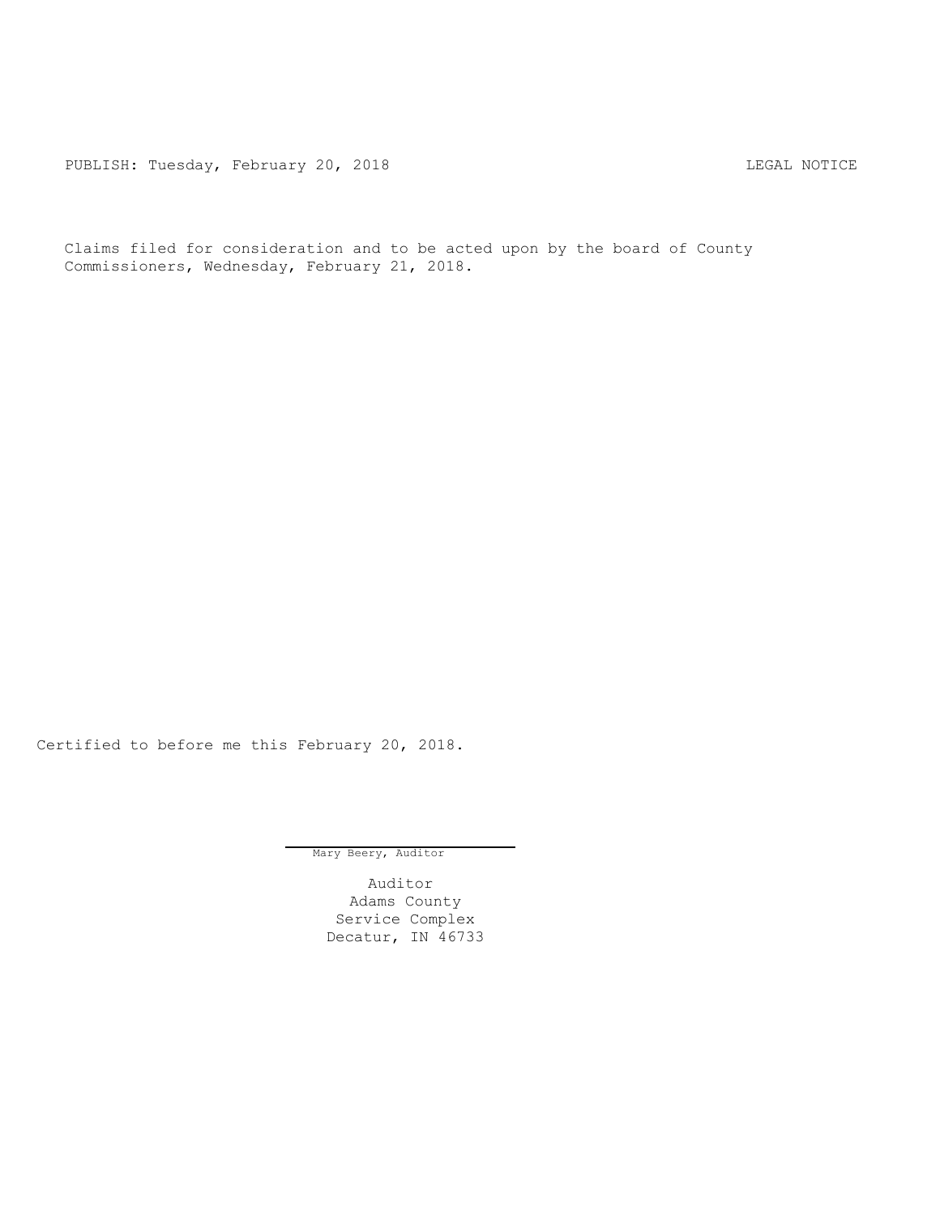PUBLISH: Tuesday, February 20, 2018 LEGAL NOTICE

Claims filed for consideration and to be acted upon by the board of County Commissioners, Wednesday, February 21, 2018.

Certified to before me this February 20, 2018.

Mary Beery, Auditor

Auditor
Adams County
Service Complex
Decatur, IN 46733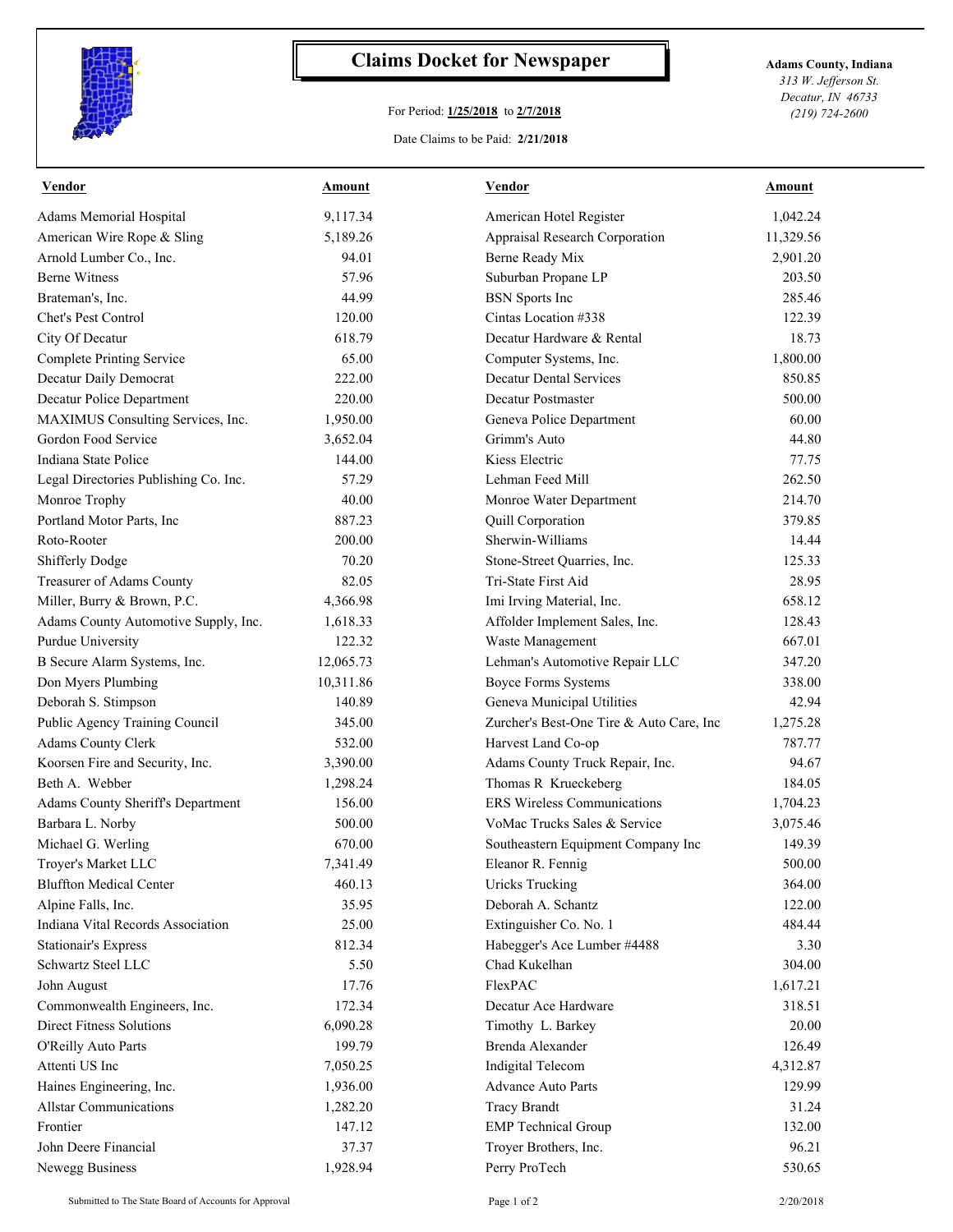# Claims Docket for Newspaper

For Period: **1/25/2018** to **2/7/2018**

Date Claims to be Paid: **2/21/2018**

**Adams County, Indiana**
*313 W. Jefferson St.*
*Decatur, IN 46733*
*(219) 724-2600*

| Vendor | Amount | Vendor | Amount |
|---|---|---|---|
| Adams Memorial Hospital | 9,117.34 | American Hotel Register | 1,042.24 |
| American Wire Rope & Sling | 5,189.26 | Appraisal Research Corporation | 11,329.56 |
| Arnold Lumber Co., Inc. | 94.01 | Berne Ready Mix | 2,901.20 |
| Berne Witness | 57.96 | Suburban Propane LP | 203.50 |
| Brateman's, Inc. | 44.99 | BSN Sports Inc | 285.46 |
| Chet's Pest Control | 120.00 | Cintas Location #338 | 122.39 |
| City Of Decatur | 618.79 | Decatur Hardware & Rental | 18.73 |
| Complete Printing Service | 65.00 | Computer Systems, Inc. | 1,800.00 |
| Decatur Daily Democrat | 222.00 | Decatur Dental Services | 850.85 |
| Decatur Police Department | 220.00 | Decatur Postmaster | 500.00 |
| MAXIMUS Consulting Services, Inc. | 1,950.00 | Geneva Police Department | 60.00 |
| Gordon Food Service | 3,652.04 | Grimm's Auto | 44.80 |
| Indiana State Police | 144.00 | Kiess Electric | 77.75 |
| Legal Directories Publishing Co. Inc. | 57.29 | Lehman Feed Mill | 262.50 |
| Monroe Trophy | 40.00 | Monroe Water Department | 214.70 |
| Portland Motor Parts, Inc | 887.23 | Quill Corporation | 379.85 |
| Roto-Rooter | 200.00 | Sherwin-Williams | 14.44 |
| Shifferly Dodge | 70.20 | Stone-Street Quarries, Inc. | 125.33 |
| Treasurer of Adams County | 82.05 | Tri-State First Aid | 28.95 |
| Miller, Burry & Brown, P.C. | 4,366.98 | Imi Irving Material, Inc. | 658.12 |
| Adams County Automotive Supply, Inc. | 1,618.33 | Affolder Implement Sales, Inc. | 128.43 |
| Purdue University | 122.32 | Waste Management | 667.01 |
| B Secure Alarm Systems, Inc. | 12,065.73 | Lehman's Automotive Repair LLC | 347.20 |
| Don Myers Plumbing | 10,311.86 | Boyce Forms Systems | 338.00 |
| Deborah S. Stimpson | 140.89 | Geneva Municipal Utilities | 42.94 |
| Public Agency Training Council | 345.00 | Zurcher's Best-One Tire & Auto Care, Inc | 1,275.28 |
| Adams County Clerk | 532.00 | Harvest Land Co-op | 787.77 |
| Koorsen Fire and Security, Inc. | 3,390.00 | Adams County Truck Repair, Inc. | 94.67 |
| Beth A. Webber | 1,298.24 | Thomas R Krueckeberg | 184.05 |
| Adams County Sheriff's Department | 156.00 | ERS Wireless Communications | 1,704.23 |
| Barbara L. Norby | 500.00 | VoMac Trucks Sales & Service | 3,075.46 |
| Michael G. Werling | 670.00 | Southeastern Equipment Company Inc | 149.39 |
| Troyer's Market LLC | 7,341.49 | Eleanor R. Fennig | 500.00 |
| Bluffton Medical Center | 460.13 | Uricks Trucking | 364.00 |
| Alpine Falls, Inc. | 35.95 | Deborah A. Schantz | 122.00 |
| Indiana Vital Records Association | 25.00 | Extinguisher Co. No. 1 | 484.44 |
| Stationair's Express | 812.34 | Habegger's Ace Lumber #4488 | 3.30 |
| Schwartz Steel LLC | 5.50 | Chad Kukelhan | 304.00 |
| John August | 17.76 | FlexPAC | 1,617.21 |
| Commonwealth Engineers, Inc. | 172.34 | Decatur Ace Hardware | 318.51 |
| Direct Fitness Solutions | 6,090.28 | Timothy L. Barkey | 20.00 |
| O'Reilly Auto Parts | 199.79 | Brenda Alexander | 126.49 |
| Attenti US Inc | 7,050.25 | Indigital Telecom | 4,312.87 |
| Haines Engineering, Inc. | 1,936.00 | Advance Auto Parts | 129.99 |
| Allstar Communications | 1,282.20 | Tracy Brandt | 31.24 |
| Frontier | 147.12 | EMP Technical Group | 132.00 |
| John Deere Financial | 37.37 | Troyer Brothers, Inc. | 96.21 |
| Newegg Business | 1,928.94 | Perry ProTech | 530.65 |

Submitted to The State Board of Accounts for Approval

2/20/2018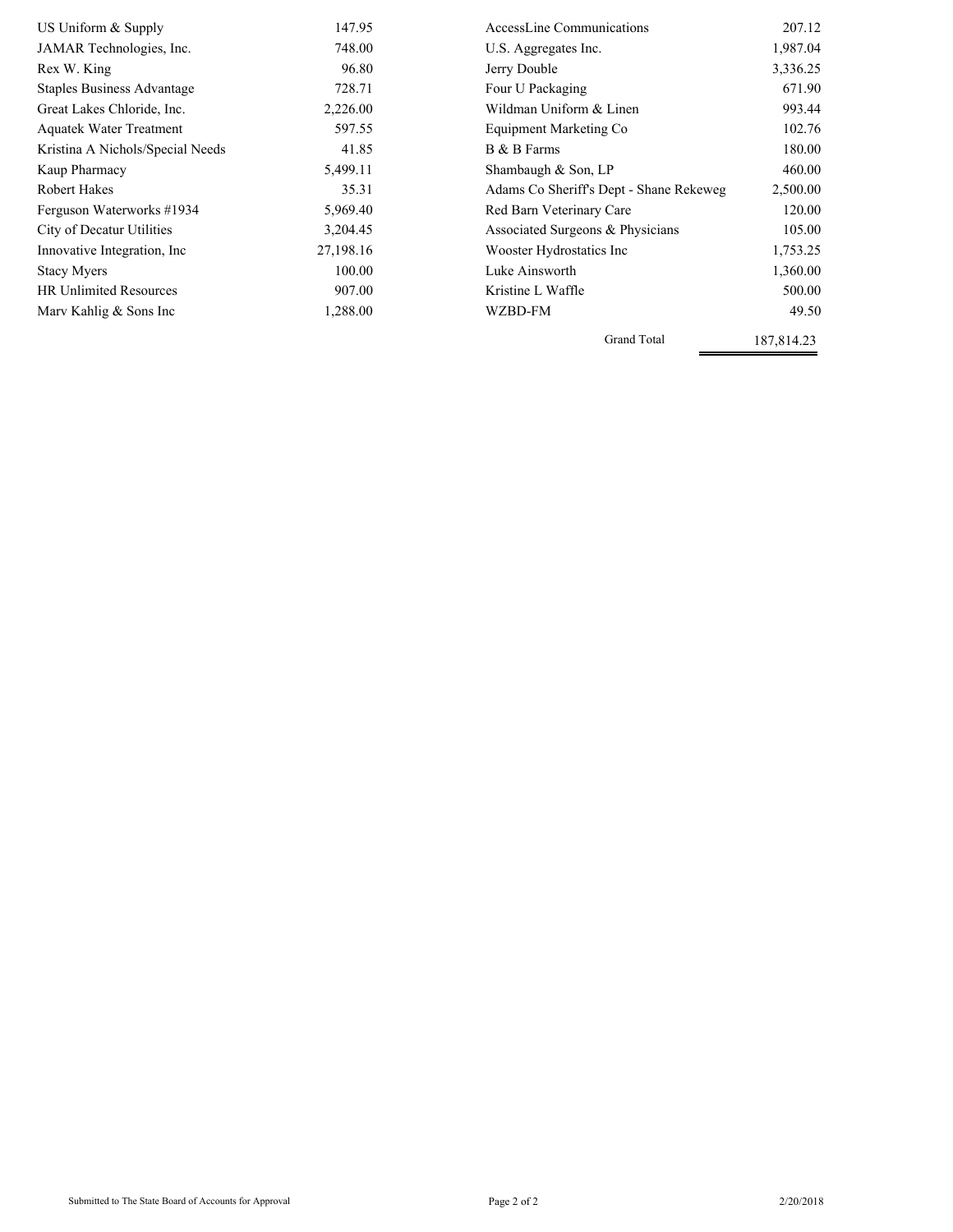| | | | |
|---|---|---|---|
| US Uniform & Supply | 147.95 | AccessLine Communications | 207.12 |
| JAMAR Technologies, Inc. | 748.00 | U.S. Aggregates Inc. | 1,987.04 |
| Rex W. King | 96.80 | Jerry Double | 3,336.25 |
| Staples Business Advantage | 728.71 | Four U Packaging | 671.90 |
| Great Lakes Chloride, Inc. | 2,226.00 | Wildman Uniform & Linen | 993.44 |
| Aquatek Water Treatment | 597.55 | Equipment Marketing Co | 102.76 |
| Kristina A Nichols/Special Needs | 41.85 | B & B Farms | 180.00 |
| Kaup Pharmacy | 5,499.11 | Shambaugh & Son, LP | 460.00 |
| Robert Hakes | 35.31 | Adams Co Sheriff's Dept - Shane Rekeweg | 2,500.00 |
| Ferguson Waterworks #1934 | 5,969.40 | Red Barn Veterinary Care | 120.00 |
| City of Decatur Utilities | 3,204.45 | Associated Surgeons & Physicians | 105.00 |
| Innovative Integration, Inc | 27,198.16 | Wooster Hydrostatics Inc | 1,753.25 |
| Stacy Myers | 100.00 | Luke Ainsworth | 1,360.00 |
| HR Unlimited Resources | 907.00 | Kristine L Waffle | 500.00 |
| Marv Kahlig & Sons Inc | 1,288.00 | WZBD-FM | 49.50 |
| | | Grand Total | 187,814.23 |

Submitted to The State Board of Accounts for Approval

2/20/2018